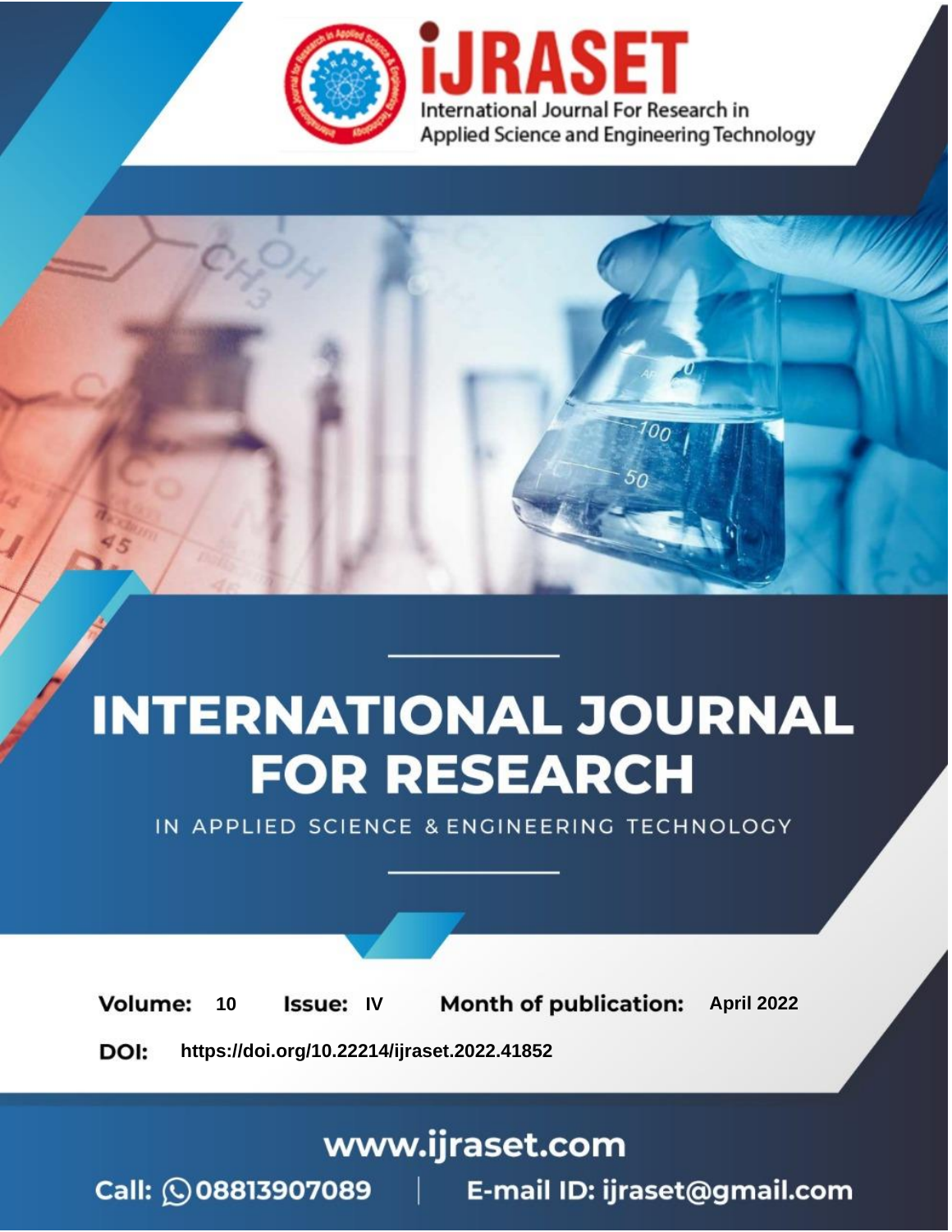# INTERNATIONAL JOURNAL FOR RESEARCH

IN APPLIED SCIENCE & ENGINEERING TECHNOLOGY

**Volume:** 10 **Issue:** IV **Month of publication:** April 2022

**DOI:** https://doi.org/10.22214/ijraset.2022.41852

www.ijraset.com

Call: 08813907089 | E-mail ID: ijraset@gmail.com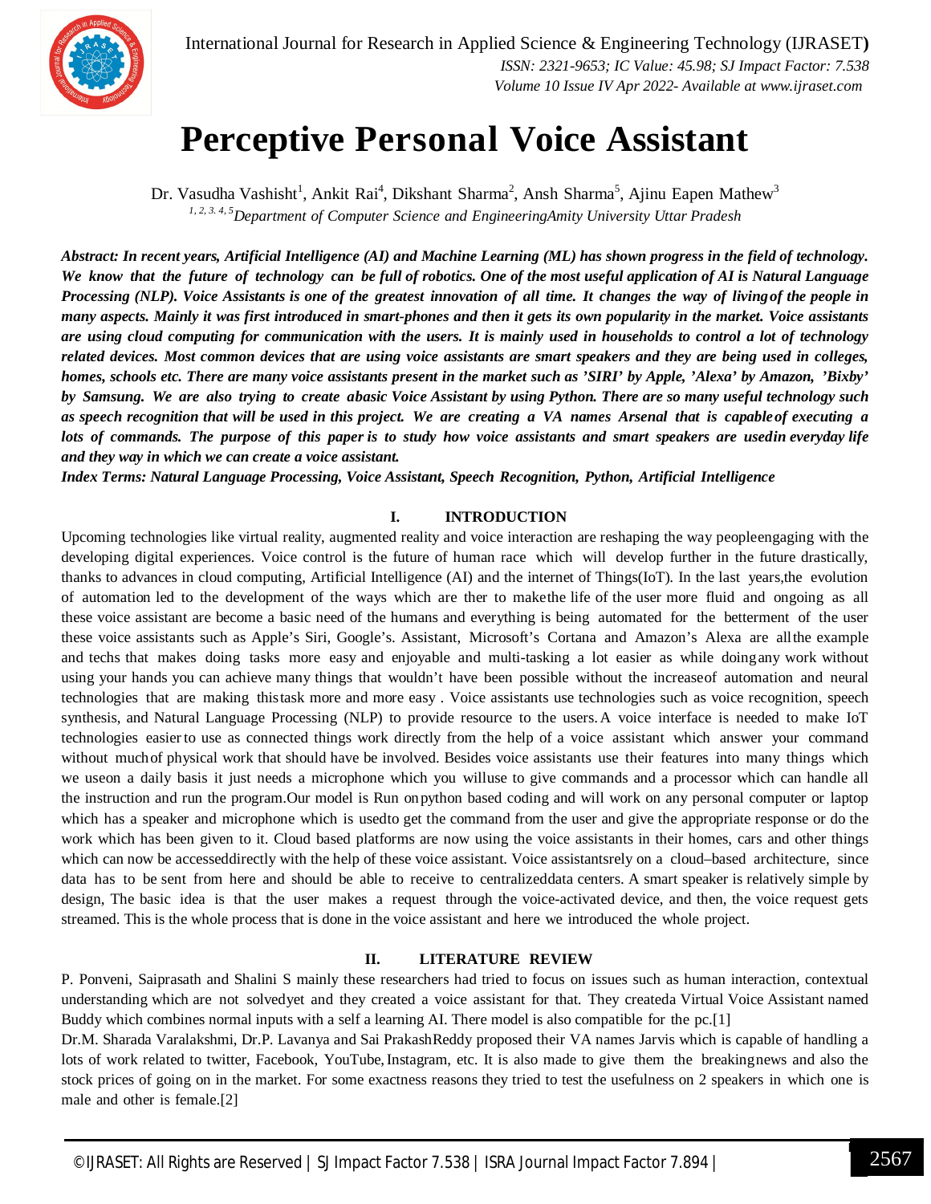# Perceptive Personal Voice Assistant

Dr. Vasudha Vashisht[1], Ankit Rai[4], Dikshant Sharma[2], Ansh Sharma[5], Ajinu Eapen Mathew[3]

[1, 2, 3, 4, 5]*Department of Computer Science and EngineeringAmity University Uttar Pradesh*

***Abstract:** In recent years, Artificial Intelligence (AI) and Machine Learning (ML) has shown progress in the field of technology. We know that the future of technology can be full of robotics. One of the most useful application of AI is Natural Language Processing (NLP). Voice Assistants is one of the greatest innovation of all time. It changes the way of livingof the people in many aspects. Mainly it was first introduced in smart-phones and then it gets its own popularity in the market. Voice assistants are using cloud computing for communication with the users. It is mainly used in households to control a lot of technology related devices. Most common devices that are using voice assistants are smart speakers and they are being used in colleges, homes, schools etc. There are many voice assistants present in the market such as 'SIRI' by Apple, 'Alexa' by Amazon, 'Bixby' by Samsung. We are also trying to create abasic Voice Assistant by using Python. There are so many useful technology such as speech recognition that will be used in this project. We are creating a VA names Arsenal that is capableof executing a lots of commands. The purpose of this paper is to study how voice assistants and smart speakers are usedin everyday life and they way in which we can create a voice assistant.***

***Index Terms:** Natural Language Processing, Voice Assistant, Speech Recognition, Python, Artificial Intelligence*

## I. INTRODUCTION

Upcoming technologies like virtual reality, augmented reality and voice interaction are reshaping the way peopleengaging with the developing digital experiences. Voice control is the future of human race which will develop further in the future drastically, thanks to advances in cloud computing, Artificial Intelligence (AI) and the internet of Things(IoT). In the last years,the evolution of automation led to the development of the ways which are ther to makethe life of the user more fluid and ongoing as all these voice assistant are become a basic need of the humans and everything is being automated for the betterment of the user these voice assistants such as Apple's Siri, Google's. Assistant, Microsoft's Cortana and Amazon's Alexa are allthe example and techs that makes doing tasks more easy and enjoyable and multi-tasking a lot easier as while doingany work without using your hands you can achieve many things that wouldn't have been possible without the increaseof automation and neural technologies that are making thistask more and more easy . Voice assistants use technologies such as voice recognition, speech synthesis, and Natural Language Processing (NLP) to provide resource to the users. A voice interface is needed to make IoT technologies easierto use as connected things work directly from the help of a voice assistant which answer your command without muchof physical work that should have be involved. Besides voice assistants use their features into many things which we useon a daily basis it just needs a microphone which you willuse to give commands and a processor which can handle all the instruction and run the program.Our model is Run onpython based coding and will work on any personal computer or laptop which has a speaker and microphone which is usedto get the command from the user and give the appropriate response or do the work which has been given to it. Cloud based platforms are now using the voice assistants in their homes, cars and other things which can now be accesseddirectly with the help of these voice assistant. Voice assistantsrely on a cloud–based architecture, since data has to be sent from here and should be able to receive to centralizeddata centers. A smart speaker is relatively simple by design, The basic idea is that the user makes a request through the voice-activated device, and then, the voice request gets streamed. This is the whole process that is done in the voice assistant and here we introduced the whole project.

## II. LITERATURE REVIEW

P. Ponveni, Saiprasath and Shalini S mainly these researchers had tried to focus on issues such as human interaction, contextual understanding which are not solvedyet and they created a voice assistant for that. They createda Virtual Voice Assistant named Buddy which combines normal inputs with a self a learning AI. There model is also compatible for the pc.[1]

Dr.M. Sharada Varalakshmi, Dr.P. Lavanya and Sai PrakashReddy proposed their VA names Jarvis which is capable of handling a lots of work related to twitter, Facebook, YouTube, Instagram, etc. It is also made to give them the breakingnews and also the stock prices of going on in the market. For some exactness reasons they tried to test the usefulness on 2 speakers in which one is male and other is female.[2]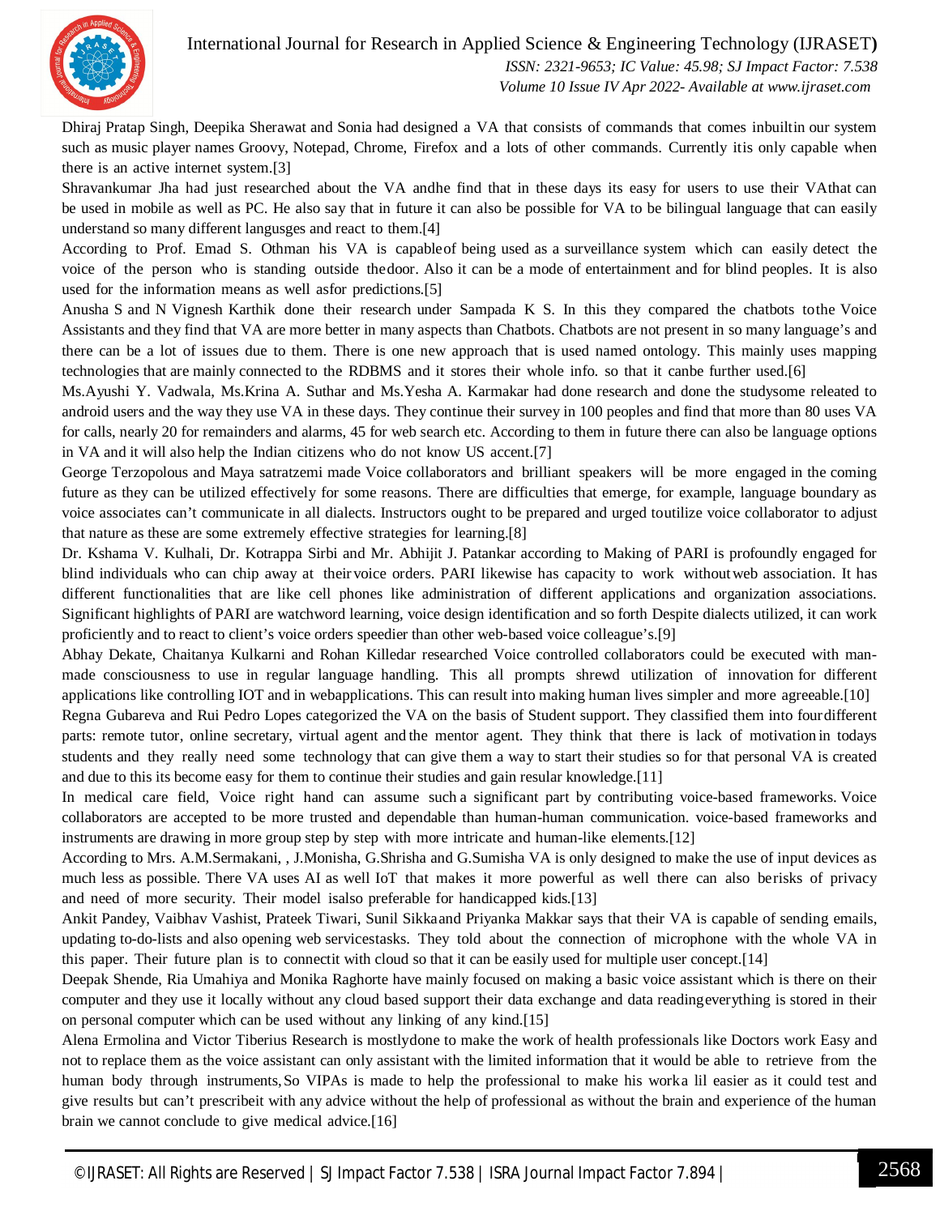Dhiraj Pratap Singh, Deepika Sherawat and Sonia had designed a VA that consists of commands that comes inbuiltin our system such as music player names Groovy, Notepad, Chrome, Firefox and a lots of other commands. Currently itis only capable when there is an active internet system.[3]

Shravankumar Jha had just researched about the VA andhe find that in these days its easy for users to use their VAthat can be used in mobile as well as PC. He also say that in future it can also be possible for VA to be bilingual language that can easily understand so many different langusges and react to them.[4]

According to Prof. Emad S. Othman his VA is capableof being used as a surveillance system which can easily detect the voice of the person who is standing outside thedoor. Also it can be a mode of entertainment and for blind peoples. It is also used for the information means as well asfor predictions.[5]

Anusha S and N Vignesh Karthik done their research under Sampada K S. In this they compared the chatbots tothe Voice Assistants and they find that VA are more better in many aspects than Chatbots. Chatbots are not present in so many language's and there can be a lot of issues due to them. There is one new approach that is used named ontology. This mainly uses mapping technologies that are mainly connected to the RDBMS and it stores their whole info. so that it canbe further used.[6]

Ms.Ayushi Y. Vadwala, Ms.Krina A. Suthar and Ms.Yesha A. Karmakar had done research and done the studysome releated to android users and the way they use VA in these days. They continue their survey in 100 peoples and find that more than 80 uses VA for calls, nearly 20 for remainders and alarms, 45 for web search etc. According to them in future there can also be language options in VA and it will also help the Indian citizens who do not know US accent.[7]

George Terzopolous and Maya satratzemi made Voice collaborators and brilliant speakers will be more engaged in the coming future as they can be utilized effectively for some reasons. There are difficulties that emerge, for example, language boundary as voice associates can't communicate in all dialects. Instructors ought to be prepared and urged toutilize voice collaborator to adjust that nature as these are some extremely effective strategies for learning.[8]

Dr. Kshama V. Kulhali, Dr. Kotrappa Sirbi and Mr. Abhijit J. Patankar according to Making of PARI is profoundly engaged for blind individuals who can chip away at theirvoice orders. PARI likewise has capacity to work withoutweb association. It has different functionalities that are like cell phones like administration of different applications and organization associations. Significant highlights of PARI are watchword learning, voice design identification and so forth Despite dialects utilized, it can work proficiently and to react to client's voice orders speedier than other web-based voice colleague's.[9]

Abhay Dekate, Chaitanya Kulkarni and Rohan Killedar researched Voice controlled collaborators could be executed with man-made consciousness to use in regular language handling. This all prompts shrewd utilization of innovation for different applications like controlling IOT and in webapplications. This can result into making human lives simpler and more agreeable.[10]

Regna Gubareva and Rui Pedro Lopes categorized the VA on the basis of Student support. They classified them into fourdifferent parts: remote tutor, online secretary, virtual agent and the mentor agent. They think that there is lack of motivation in todays students and they really need some technology that can give them a way to start their studies so for that personal VA is created and due to this its become easy for them to continue their studies and gain resular knowledge.[11]

In medical care field, Voice right hand can assume such a significant part by contributing voice-based frameworks. Voice collaborators are accepted to be more trusted and dependable than human-human communication. voice-based frameworks and instruments are drawing in more group step by step with more intricate and human-like elements.[12]

According to Mrs. A.M.Sermakani, , J.Monisha, G.Shrisha and G.Sumisha VA is only designed to make the use of input devices as much less as possible. There VA uses AI as well IoT that makes it more powerful as well there can also berisks of privacy and need of more security. Their model isalso preferable for handicapped kids.[13]

Ankit Pandey, Vaibhav Vashist, Prateek Tiwari, Sunil Sikkaand Priyanka Makkar says that their VA is capable of sending emails, updating to-do-lists and also opening web servicestasks. They told about the connection of microphone with the whole VA in this paper. Their future plan is to connectit with cloud so that it can be easily used for multiple user concept.[14]

Deepak Shende, Ria Umahiya and Monika Raghorte have mainly focused on making a basic voice assistant which is there on their computer and they use it locally without any cloud based support their data exchange and data readingeverything is stored in their on personal computer which can be used without any linking of any kind.[15]

Alena Ermolina and Victor Tiberius Research is mostlydone to make the work of health professionals like Doctors work Easy and not to replace them as the voice assistant can only assistant with the limited information that it would be able to retrieve from the human body through instruments, So VIPAs is made to help the professional to make his worka lil easier as it could test and give results but can't prescribeit with any advice without the help of professional as without the brain and experience of the human brain we cannot conclude to give medical advice.[16]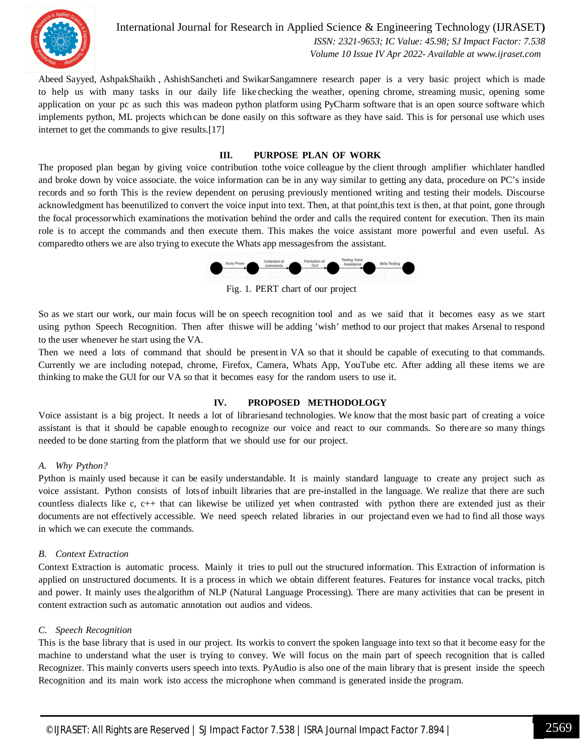Abeed Sayyed, AshpakShaikh , AshishSancheti and SwikarSangamnere research paper is a very basic project which is made to help us with many tasks in our daily life like checking the weather, opening chrome, streaming music, opening some application on your pc as such this was madeon python platform using PyCharm software that is an open source software which implements python, ML projects whichcan be done easily on this software as they have said. This is for personal use which uses internet to get the commands to give results.[17]

## III. PURPOSE PLAN OF WORK

The proposed plan began by giving voice contribution tothe voice colleague by the client through amplifier whichlater handled and broke down by voice associate. the voice information can be in any way similar to getting any data, procedure on PC's inside records and so forth This is the review dependent on perusing previously mentioned writing and testing their models. Discourse acknowledgment has beenutilized to convert the voice input into text. Then, at that point,this text is then, at that point, gone through the focal processorwhich examinations the motivation behind the order and calls the required content for execution. Then its main role is to accept the commands and then execute them. This makes the voice assistant more powerful and even useful. As comparedto others we are also trying to execute the Whats app messagesfrom the assistant.

Study Phase → Collection of commands → Formation of GUI → Testing Voice Assistance → Beta Testing

Fig. 1. PERT chart of our project

So as we start our work, our main focus will be on speech recognition tool and as we said that it becomes easy as we start using python Speech Recognition. Then after thiswe will be adding 'wish' method to our project that makes Arsenal to respond to the user whenever he start using the VA.

Then we need a lots of command that should be presentin VA so that it should be capable of executing to that commands. Currently we are including notepad, chrome, Firefox, Camera, Whats App, YouTube etc. After adding all these items we are thinking to make the GUI for our VA so that it becomes easy for the random users to use it.

## IV. PROPOSED METHODOLOGY

Voice assistant is a big project. It needs a lot of librariesand technologies. We know that the most basic part of creating a voice assistant is that it should be capable enoughto recognize our voice and react to our commands. So thereare so many things needed to be done starting from the platform that we should use for our project.

### *A. Why Python?*

Python is mainly used because it can be easily understandable. It is mainly standard language to create any project such as voice assistant. Python consists of lotsof inbuilt libraries that are pre-installed in the language. We realize that there are such countless dialects like c, c++ that can likewise be utilized yet when contrasted with python there are extended just as their documents are not effectively accessible. We need speech related libraries in our projectand even we had to find all those ways in which we can execute the commands.

### *B. Context Extraction*

Context Extraction is automatic process. Mainly it tries to pull out the structured information. This Extraction of information is applied on unstructured documents. It is a process in which we obtain different features. Features for instance vocal tracks, pitch and power. It mainly uses thealgorithm of NLP (Natural Language Processing). There are many activities that can be present in content extraction such as automatic annotation out audios and videos.

### *C. Speech Recognition*

This is the base library that is used in our project. Its workis to convert the spoken language into text so that it become easy for the machine to understand what the user is trying to convey. We will focus on the main part of speech recognition that is called Recognizer. This mainly converts users speech into texts. PyAudio is also one of the main library that is present inside the speech Recognition and its main work isto access the microphone when command is generated inside the program.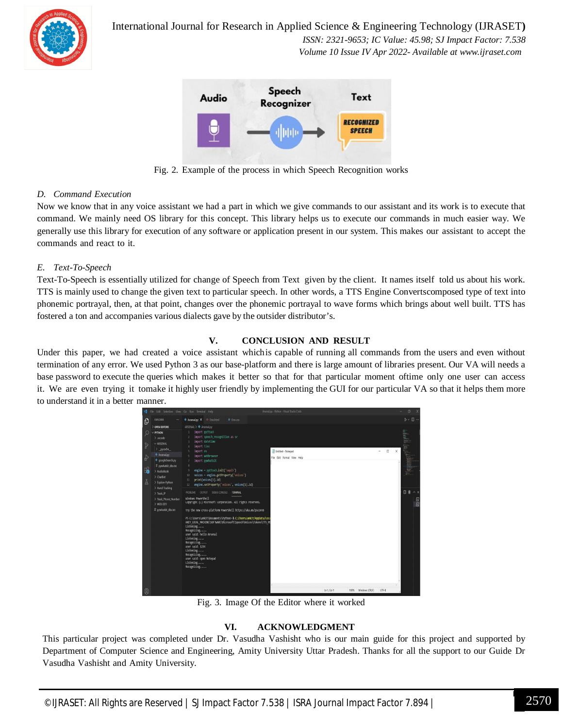Fig. 2. Example of the process in which Speech Recognition works

### D. Command Execution

Now we know that in any voice assistant we had a part in which we give commands to our assistant and its work is to execute that command. We mainly need OS library for this concept. This library helps us to execute our commands in much easier way. We generally use this library for execution of any software or application present in our system. This makes our assistant to accept the commands and react to it.

### E. Text-To-Speech

Text-To-Speech is essentially utilized for change of Speech from Text given by the client. It names itself told us about his work. TTS is mainly used to change the given text to particular speech. In other words, a TTS Engine Convertscomposed type of text into phonemic portrayal, then, at that point, changes over the phonemic portrayal to wave forms which brings about well built. TTS has fostered a ton and accompanies various dialects gave by the outsider distributor's.

## V. CONCLUSION AND RESULT

Under this paper, we had created a voice assistant whichis capable of running all commands from the users and even without termination of any error. We used Python 3 as our base-platform and there is large amount of libraries present. Our VA will needs a base password to execute the queries which makes it better so that for that particular moment oftime only one user can access it. We are even trying it tomake it highly user friendly by implementing the GUI for our particular VA so that it helps them more to understand it in a better manner.

Fig. 3. Image Of the Editor where it worked

## VI. ACKNOWLEDGMENT

This particular project was completed under Dr. Vasudha Vashisht who is our main guide for this project and supported by Department of Computer Science and Engineering, Amity University Uttar Pradesh. Thanks for all the support to our Guide Dr Vasudha Vashisht and Amity University.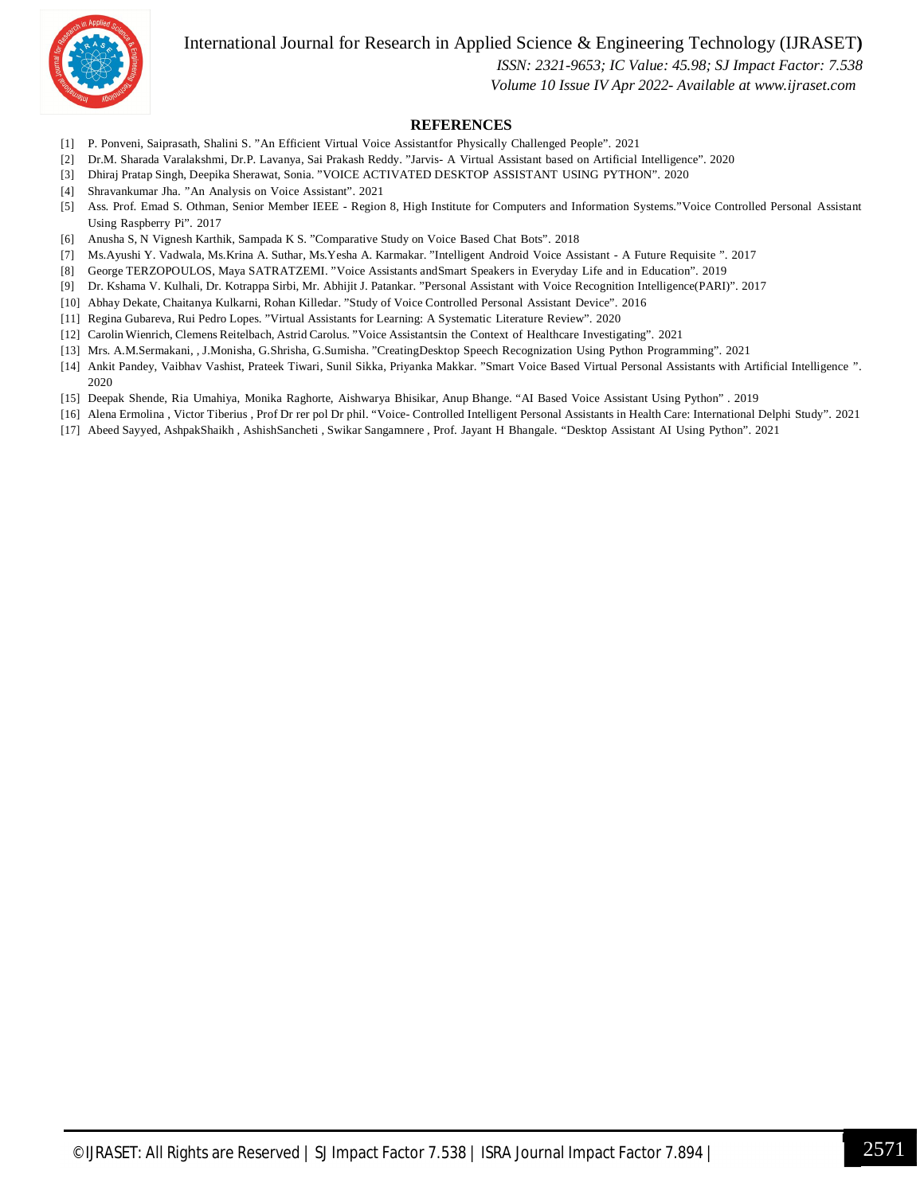## REFERENCES

[1] P. Ponveni, Saiprasath, Shalini S. "An Efficient Virtual Voice Assistantfor Physically Challenged People". 2021

[2] Dr.M. Sharada Varalakshmi, Dr.P. Lavanya, Sai Prakash Reddy. "Jarvis- A Virtual Assistant based on Artificial Intelligence". 2020

[3] Dhiraj Pratap Singh, Deepika Sherawat, Sonia. "VOICE ACTIVATED DESKTOP ASSISTANT USING PYTHON". 2020

[4] Shravankumar Jha. "An Analysis on Voice Assistant". 2021

[5] Ass. Prof. Emad S. Othman, Senior Member IEEE - Region 8, High Institute for Computers and Information Systems."Voice Controlled Personal Assistant Using Raspberry Pi". 2017

[6] Anusha S, N Vignesh Karthik, Sampada K S. "Comparative Study on Voice Based Chat Bots". 2018

[7] Ms.Ayushi Y. Vadwala, Ms.Krina A. Suthar, Ms.Yesha A. Karmakar. "Intelligent Android Voice Assistant - A Future Requisite ". 2017

[8] George TERZOPOULOS, Maya SATRATZEMI. "Voice Assistants andSmart Speakers in Everyday Life and in Education". 2019

[9] Dr. Kshama V. Kulhali, Dr. Kotrappa Sirbi, Mr. Abhijit J. Patankar. "Personal Assistant with Voice Recognition Intelligence(PARI)". 2017

[10] Abhay Dekate, Chaitanya Kulkarni, Rohan Killedar. "Study of Voice Controlled Personal Assistant Device". 2016

[11] Regina Gubareva, Rui Pedro Lopes. "Virtual Assistants for Learning: A Systematic Literature Review". 2020

[12] Carolin Wienrich, Clemens Reitelbach, Astrid Carolus. "Voice Assistantsin the Context of Healthcare Investigating". 2021

[13] Mrs. A.M.Sermakani, , J.Monisha, G.Shrisha, G.Sumisha. "CreatingDesktop Speech Recognization Using Python Programming". 2021

[14] Ankit Pandey, Vaibhav Vashist, Prateek Tiwari, Sunil Sikka, Priyanka Makkar. "Smart Voice Based Virtual Personal Assistants with Artificial Intelligence ". 2020

[15] Deepak Shende, Ria Umahiya, Monika Raghorte, Aishwarya Bhisikar, Anup Bhange. "AI Based Voice Assistant Using Python" . 2019

[16] Alena Ermolina , Victor Tiberius , Prof Dr rer pol Dr phil. "Voice- Controlled Intelligent Personal Assistants in Health Care: International Delphi Study". 2021

[17] Abeed Sayyed, AshpakShaikh , AshishSancheti , Swikar Sangamnere , Prof. Jayant H Bhangale. "Desktop Assistant AI Using Python". 2021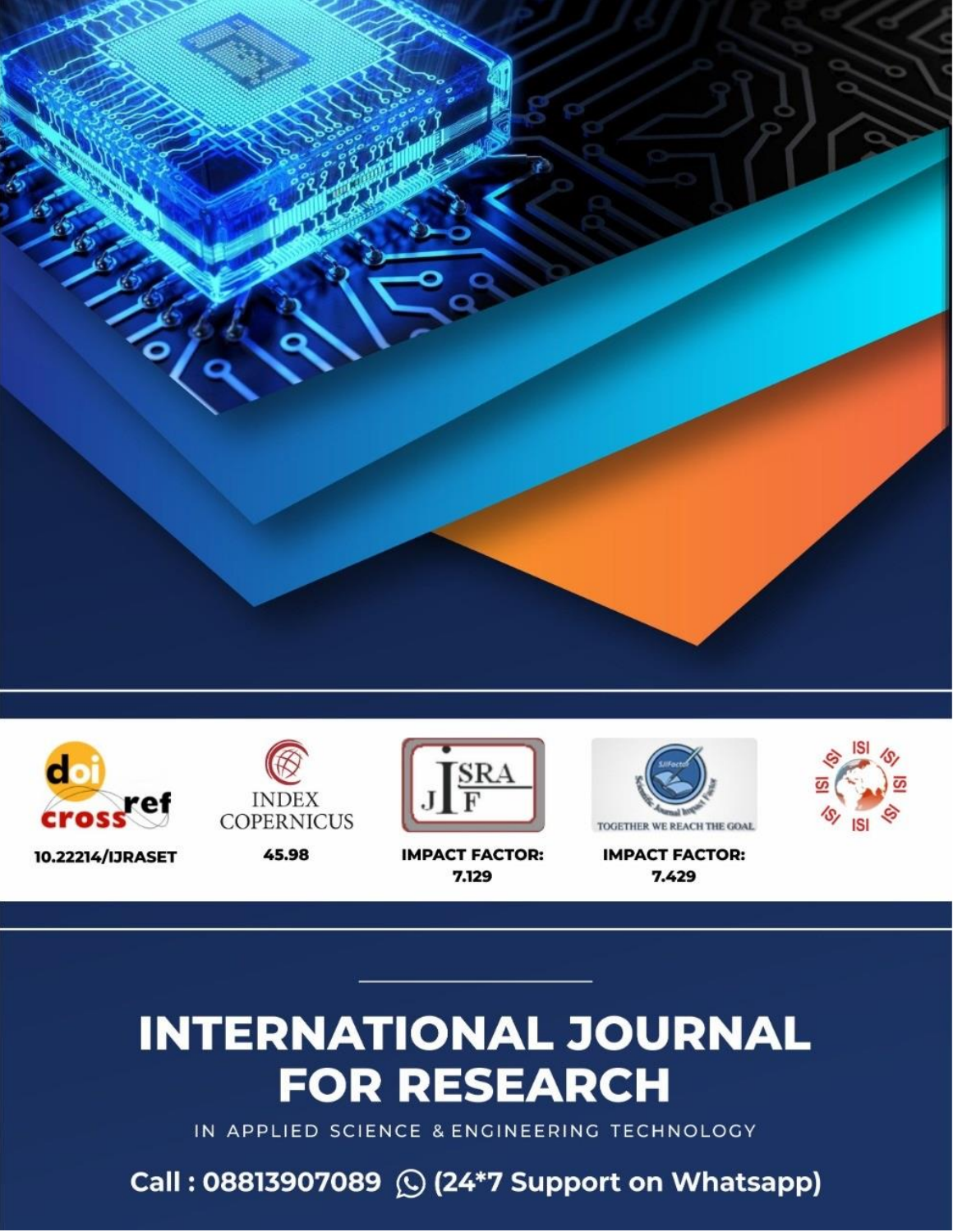10.22214/IJRASET

45.98

IMPACT FACTOR: 7.129

IMPACT FACTOR: 7.429

# INTERNATIONAL JOURNAL FOR RESEARCH

IN APPLIED SCIENCE & ENGINEERING TECHNOLOGY

Call : 08813907089 (24*7 Support on Whatsapp)